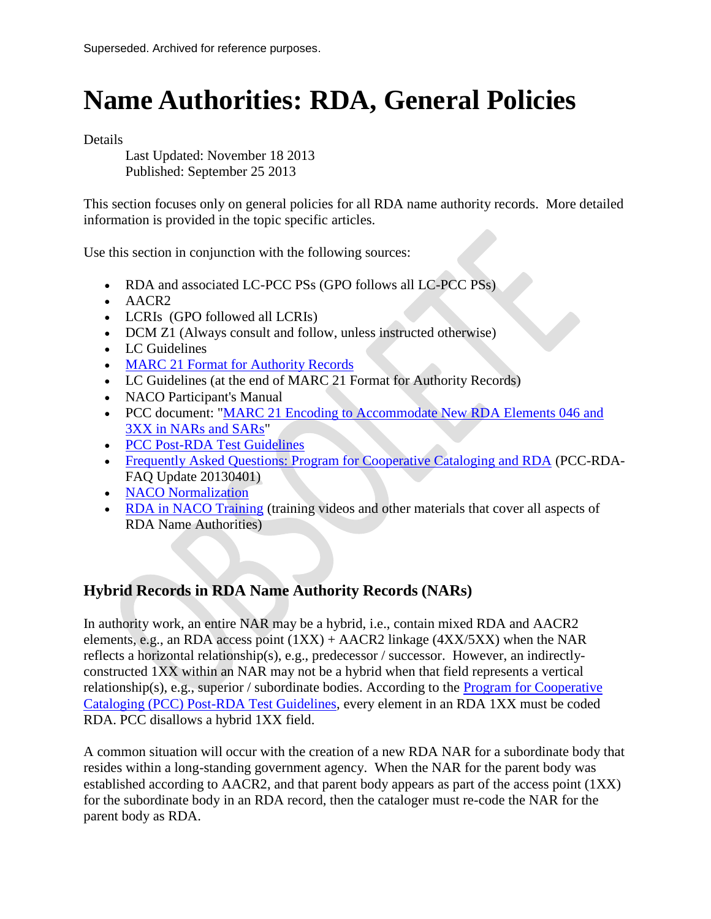Superseded. Archived for reference purposes.

# Name Authorities: RDA, General Policies

Details

Last Updated: November 18 2013
Published: September 25 2013

This section focuses only on general policies for all RDA name authority records. More detailed information is provided in the topic specific articles.

Use this section in conjunction with the following sources:

- RDA and associated LC-PCC PSs (GPO follows all LC-PCC PSs)
- AACR2
- LCRIs (GPO followed all LCRIs)
- DCM Z1 (Always consult and follow, unless instructed otherwise)
- LC Guidelines
- MARC 21 Format for Authority Records
- LC Guidelines (at the end of MARC 21 Format for Authority Records)
- NACO Participant's Manual
- PCC document: "MARC 21 Encoding to Accommodate New RDA Elements 046 and 3XX in NARs and SARs"
- PCC Post-RDA Test Guidelines
- Frequently Asked Questions: Program for Cooperative Cataloging and RDA (PCC-RDA-FAQ Update 20130401)
- NACO Normalization
- RDA in NACO Training (training videos and other materials that cover all aspects of RDA Name Authorities)

## Hybrid Records in RDA Name Authority Records (NARs)

In authority work, an entire NAR may be a hybrid, i.e., contain mixed RDA and AACR2 elements, e.g., an RDA access point (1XX) + AACR2 linkage (4XX/5XX) when the NAR reflects a horizontal relationship(s), e.g., predecessor / successor. However, an indirectly-constructed 1XX within an NAR may not be a hybrid when that field represents a vertical relationship(s), e.g., superior / subordinate bodies. According to the Program for Cooperative Cataloging (PCC) Post-RDA Test Guidelines, every element in an RDA 1XX must be coded RDA. PCC disallows a hybrid 1XX field.

A common situation will occur with the creation of a new RDA NAR for a subordinate body that resides within a long-standing government agency. When the NAR for the parent body was established according to AACR2, and that parent body appears as part of the access point (1XX) for the subordinate body in an RDA record, then the cataloger must re-code the NAR for the parent body as RDA.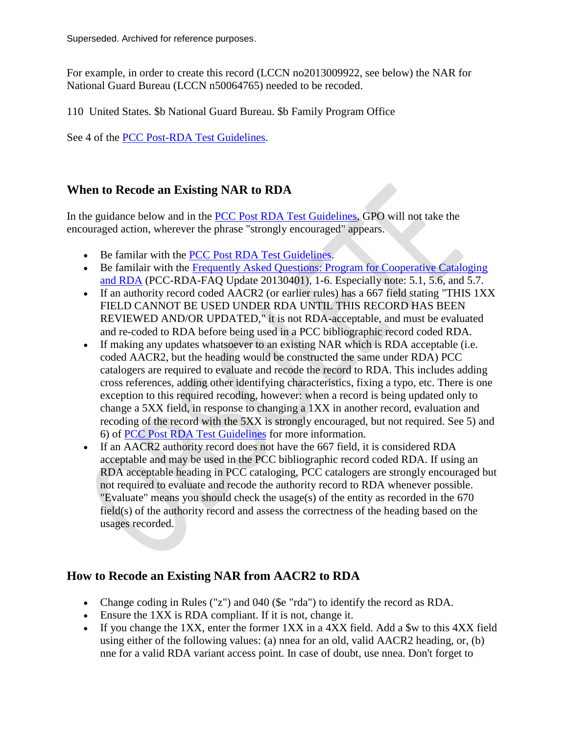For example, in order to create this record (LCCN no2013009922, see below) the NAR for National Guard Bureau (LCCN n50064765) needed to be recoded.

110 United States. $b National Guard Bureau. $b Family Program Office

See 4 of the PCC Post-RDA Test Guidelines.

## When to Recode an Existing NAR to RDA

In the guidance below and in the PCC Post RDA Test Guidelines, GPO will not take the encouraged action, wherever the phrase "strongly encouraged" appears.

- Be familar with the PCC Post RDA Test Guidelines.
- Be familair with the Frequently Asked Questions: Program for Cooperative Cataloging and RDA (PCC-RDA-FAQ Update 20130401), 1-6. Especially note: 5.1, 5.6, and 5.7.
- If an authority record coded AACR2 (or earlier rules) has a 667 field stating "THIS 1XX FIELD CANNOT BE USED UNDER RDA UNTIL THIS RECORD HAS BEEN REVIEWED AND/OR UPDATED," it is not RDA-acceptable, and must be evaluated and re-coded to RDA before being used in a PCC bibliographic record coded RDA.
- If making any updates whatsoever to an existing NAR which is RDA acceptable (i.e. coded AACR2, but the heading would be constructed the same under RDA) PCC catalogers are required to evaluate and recode the record to RDA. This includes adding cross references, adding other identifying characteristics, fixing a typo, etc. There is one exception to this required recoding, however: when a record is being updated only to change a 5XX field, in response to changing a 1XX in another record, evaluation and recoding of the record with the 5XX is strongly encouraged, but not required. See 5) and 6) of PCC Post RDA Test Guidelines for more information.
- If an AACR2 authority record does not have the 667 field, it is considered RDA acceptable and may be used in the PCC bibliographic record coded RDA. If using an RDA acceptable heading in PCC cataloging, PCC catalogers are strongly encouraged but not required to evaluate and recode the authority record to RDA whenever possible. "Evaluate" means you should check the usage(s) of the entity as recorded in the 670 field(s) of the authority record and assess the correctness of the heading based on the usages recorded.

## How to Recode an Existing NAR from AACR2 to RDA

- Change coding in Rules ("z") and 040 ($e "rda") to identify the record as RDA.
- Ensure the 1XX is RDA compliant. If it is not, change it.
- If you change the 1XX, enter the former 1XX in a 4XX field. Add a $w to this 4XX field using either of the following values: (a) nnea for an old, valid AACR2 heading, or, (b) nne for a valid RDA variant access point. In case of doubt, use nnea. Don't forget to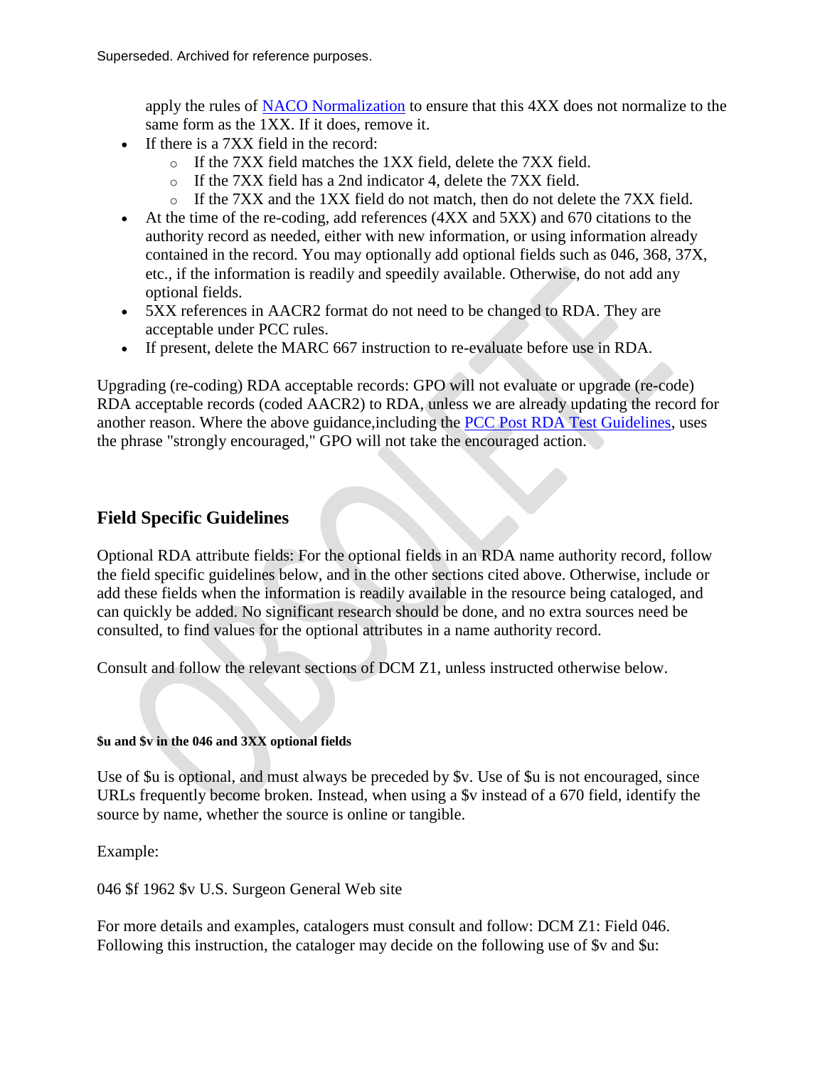apply the rules of NACO Normalization to ensure that this 4XX does not normalize to the same form as the 1XX. If it does, remove it.

- If there is a 7XX field in the record:
    - If the 7XX field matches the 1XX field, delete the 7XX field.
    - If the 7XX field has a 2nd indicator 4, delete the 7XX field.
    - If the 7XX and the 1XX field do not match, then do not delete the 7XX field.
- At the time of the re-coding, add references (4XX and 5XX) and 670 citations to the authority record as needed, either with new information, or using information already contained in the record. You may optionally add optional fields such as 046, 368, 37X, etc., if the information is readily and speedily available. Otherwise, do not add any optional fields.
- 5XX references in AACR2 format do not need to be changed to RDA. They are acceptable under PCC rules.
- If present, delete the MARC 667 instruction to re-evaluate before use in RDA.

Upgrading (re-coding) RDA acceptable records: GPO will not evaluate or upgrade (re-code) RDA acceptable records (coded AACR2) to RDA, unless we are already updating the record for another reason. Where the above guidance,including the PCC Post RDA Test Guidelines, uses the phrase "strongly encouraged," GPO will not take the encouraged action.

## Field Specific Guidelines

Optional RDA attribute fields: For the optional fields in an RDA name authority record, follow the field specific guidelines below, and in the other sections cited above. Otherwise, include or add these fields when the information is readily available in the resource being cataloged, and can quickly be added. No significant research should be done, and no extra sources need be consulted, to find values for the optional attributes in a name authority record.

Consult and follow the relevant sections of DCM Z1, unless instructed otherwise below.

#### $u and $v in the 046 and 3XX optional fields

Use of $u is optional, and must always be preceded by $v. Use of $u is not encouraged, since URLs frequently become broken. Instead, when using a $v instead of a 670 field, identify the source by name, whether the source is online or tangible.

Example:

046 $f 1962 $v U.S. Surgeon General Web site

For more details and examples, catalogers must consult and follow: DCM Z1: Field 046. Following this instruction, the cataloger may decide on the following use of $v and $u: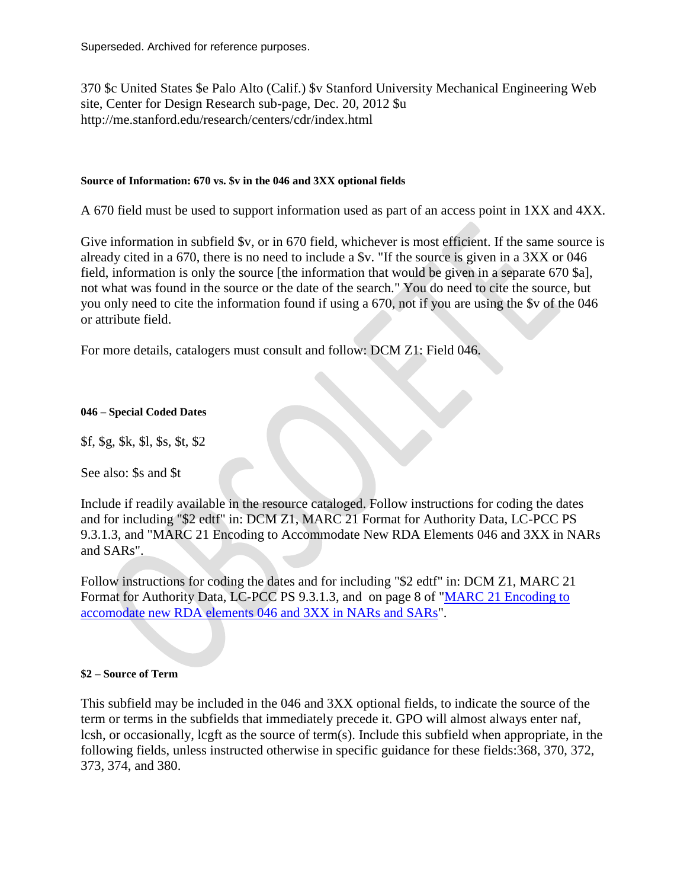Superseded. Archived for reference purposes.

370 $c United States $e Palo Alto (Calif.) $v Stanford University Mechanical Engineering Web site, Center for Design Research sub-page, Dec. 20, 2012 $u http://me.stanford.edu/research/centers/cdr/index.html

#### Source of Information: 670 vs. $v in the 046 and 3XX optional fields

A 670 field must be used to support information used as part of an access point in 1XX and 4XX.

Give information in subfield $v, or in 670 field, whichever is most efficient. If the same source is already cited in a 670, there is no need to include a $v. "If the source is given in a 3XX or 046 field, information is only the source [the information that would be given in a separate 670 $a], not what was found in the source or the date of the search." You do need to cite the source, but you only need to cite the information found if using a 670, not if you are using the $v of the 046 or attribute field.

For more details, catalogers must consult and follow: DCM Z1: Field 046.

#### 046 – Special Coded Dates

$f, $g, $k, $l, $s, $t, $2

See also: $s and $t

Include if readily available in the resource cataloged. Follow instructions for coding the dates and for including "$2 edtf" in: DCM Z1, MARC 21 Format for Authority Data, LC-PCC PS 9.3.1.3, and "MARC 21 Encoding to Accommodate New RDA Elements 046 and 3XX in NARs and SARs".

Follow instructions for coding the dates and for including "$2 edtf" in: DCM Z1, MARC 21 Format for Authority Data, LC-PCC PS 9.3.1.3, and on page 8 of "MARC 21 Encoding to accomodate new RDA elements 046 and 3XX in NARs and SARs".

#### $2 – Source of Term

This subfield may be included in the 046 and 3XX optional fields, to indicate the source of the term or terms in the subfields that immediately precede it. GPO will almost always enter naf, lcsh, or occasionally, lcgft as the source of term(s). Include this subfield when appropriate, in the following fields, unless instructed otherwise in specific guidance for these fields:368, 370, 372, 373, 374, and 380.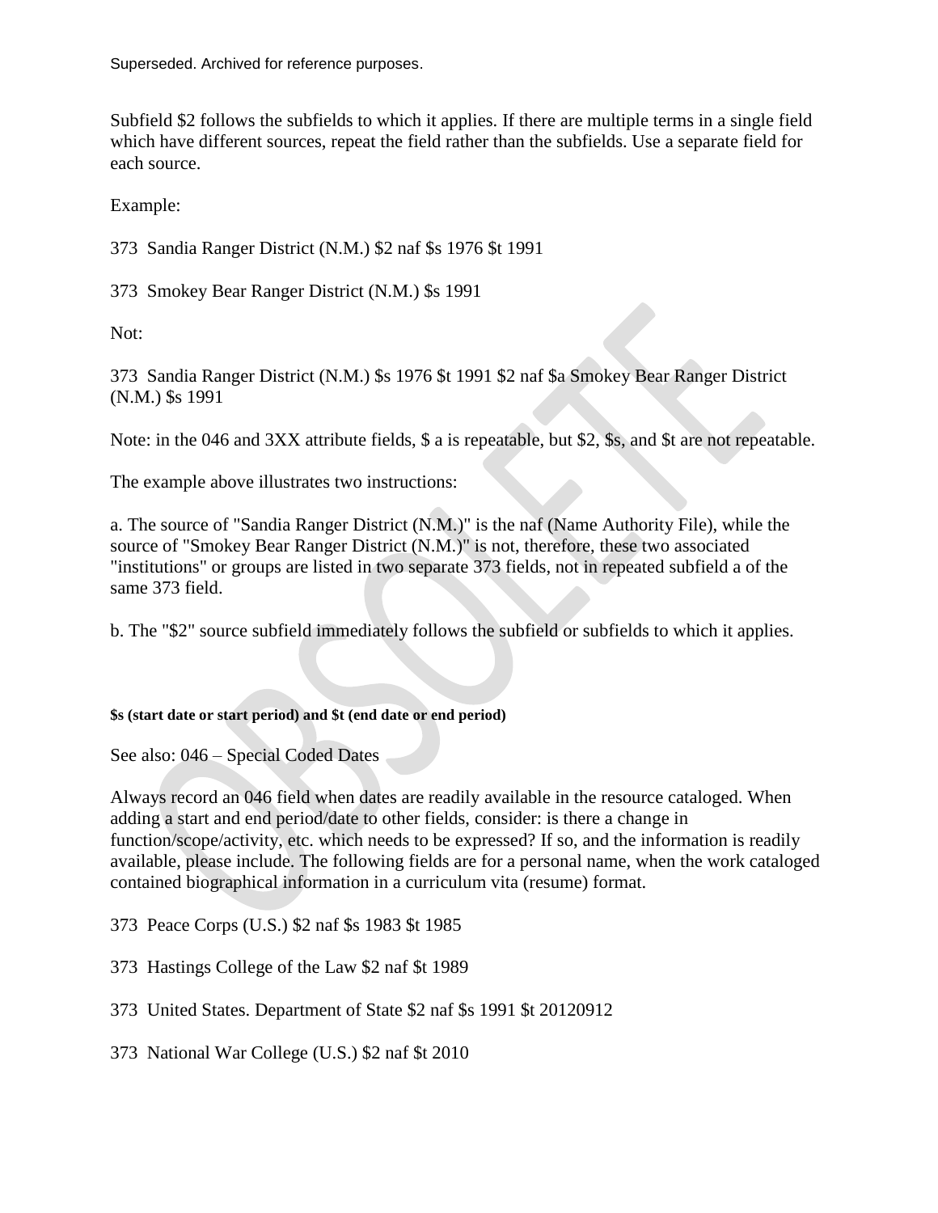Subfield $2 follows the subfields to which it applies. If there are multiple terms in a single field which have different sources, repeat the field rather than the subfields. Use a separate field for each source.

Example:

373  Sandia Ranger District (N.M.) $2 naf $s 1976 $t 1991

373  Smokey Bear Ranger District (N.M.) $s 1991

Not:

373  Sandia Ranger District (N.M.) $s 1976 $t 1991 $2 naf $a Smokey Bear Ranger District (N.M.) $s 1991

Note: in the 046 and 3XX attribute fields, $ a is repeatable, but $2, $s, and $t are not repeatable.

The example above illustrates two instructions:

a. The source of "Sandia Ranger District (N.M.)" is the naf (Name Authority File), while the source of "Smokey Bear Ranger District (N.M.)" is not, therefore, these two associated "institutions" or groups are listed in two separate 373 fields, not in repeated subfield a of the same 373 field.

b. The "$2" source subfield immediately follows the subfield or subfields to which it applies.

**$s (start date or start period) and $t (end date or end period)**

See also: 046 – Special Coded Dates

Always record an 046 field when dates are readily available in the resource cataloged. When adding a start and end period/date to other fields, consider: is there a change in function/scope/activity, etc. which needs to be expressed? If so, and the information is readily available, please include. The following fields are for a personal name, when the work cataloged contained biographical information in a curriculum vita (resume) format.

373  Peace Corps (U.S.) $2 naf $s 1983 $t 1985

373  Hastings College of the Law $2 naf $t 1989

373  United States. Department of State $2 naf $s 1991 $t 20120912

373  National War College (U.S.) $2 naf $t 2010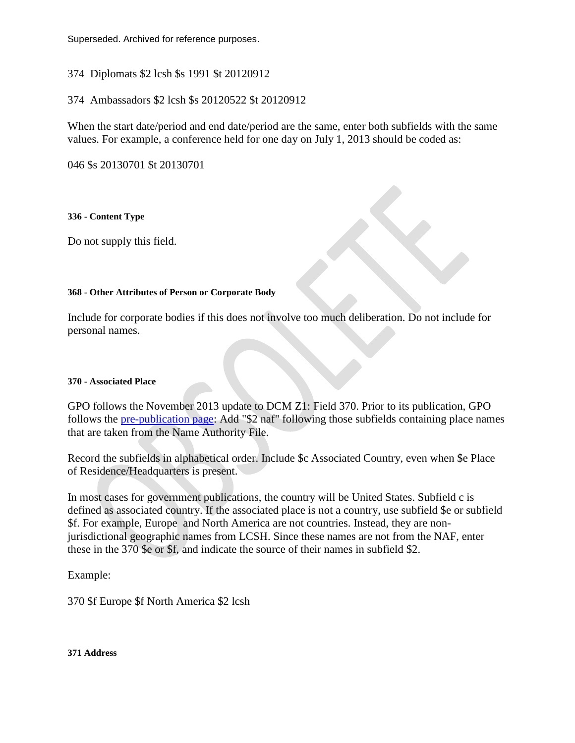Superseded. Archived for reference purposes.

374 Diplomats $2 lcsh $s 1991 $t 20120912

374 Ambassadors $2 lcsh $s 20120522 $t 20120912

When the start date/period and end date/period are the same, enter both subfields with the same values. For example, a conference held for one day on July 1, 2013 should be coded as:

046 $s 20130701 $t 20130701

#### 336 - Content Type

Do not supply this field.

#### 368 - Other Attributes of Person or Corporate Body

Include for corporate bodies if this does not involve too much deliberation. Do not include for personal names.

#### 370 - Associated Place

GPO follows the November 2013 update to DCM Z1: Field 370. Prior to its publication, GPO follows the [pre-publication page](): Add "$2 naf" following those subfields containing place names that are taken from the Name Authority File.

Record the subfields in alphabetical order. Include $c Associated Country, even when $e Place of Residence/Headquarters is present.

In most cases for government publications, the country will be United States. Subfield c is defined as associated country. If the associated place is not a country, use subfield $e or subfield $f. For example, Europe and North America are not countries. Instead, they are non-jurisdictional geographic names from LCSH. Since these names are not from the NAF, enter these in the 370 $e or $f, and indicate the source of their names in subfield $2.

Example:

370 $f Europe $f North America $2 lcsh

#### 371 Address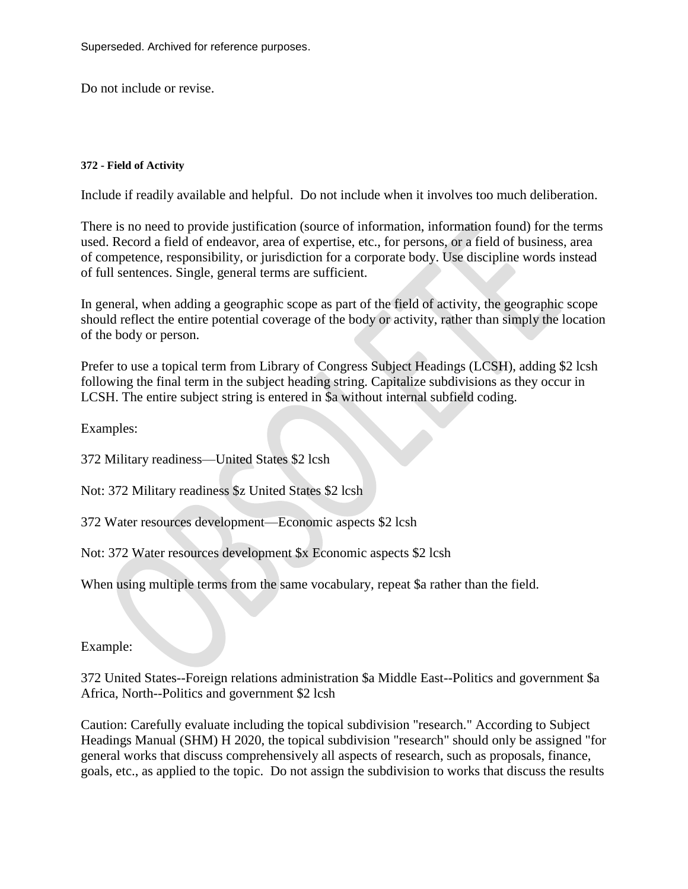Superseded. Archived for reference purposes.

Do not include or revise.

#### 372 - Field of Activity

Include if readily available and helpful. Do not include when it involves too much deliberation.

There is no need to provide justification (source of information, information found) for the terms used. Record a field of endeavor, area of expertise, etc., for persons, or a field of business, area of competence, responsibility, or jurisdiction for a corporate body. Use discipline words instead of full sentences. Single, general terms are sufficient.

In general, when adding a geographic scope as part of the field of activity, the geographic scope should reflect the entire potential coverage of the body or activity, rather than simply the location of the body or person.

Prefer to use a topical term from Library of Congress Subject Headings (LCSH), adding $2 lcsh following the final term in the subject heading string. Capitalize subdivisions as they occur in LCSH. The entire subject string is entered in $a without internal subfield coding.

Examples:

372 Military readiness—United States $2 lcsh

Not: 372 Military readiness $z United States $2 lcsh

372 Water resources development—Economic aspects $2 lcsh

Not: 372 Water resources development $x Economic aspects $2 lcsh

When using multiple terms from the same vocabulary, repeat $a rather than the field.

Example:

372 United States--Foreign relations administration $a Middle East--Politics and government $a Africa, North--Politics and government $2 lcsh

Caution: Carefully evaluate including the topical subdivision "research." According to Subject Headings Manual (SHM) H 2020, the topical subdivision "research" should only be assigned "for general works that discuss comprehensively all aspects of research, such as proposals, finance, goals, etc., as applied to the topic. Do not assign the subdivision to works that discuss the results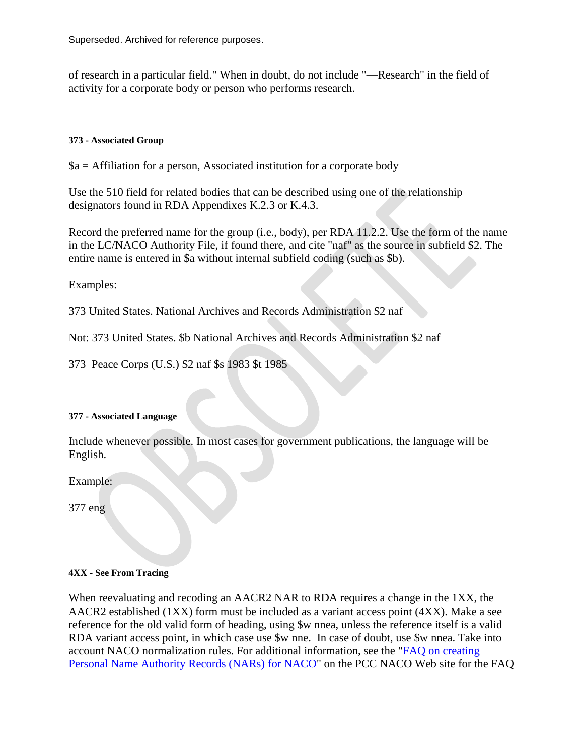of research in a particular field." When in doubt, do not include "—Research" in the field of activity for a corporate body or person who performs research.

**373 - Associated Group**

$a = Affiliation for a person, Associated institution for a corporate body

Use the 510 field for related bodies that can be described using one of the relationship designators found in RDA Appendixes K.2.3 or K.4.3.

Record the preferred name for the group (i.e., body), per RDA 11.2.2. Use the form of the name in the LC/NACO Authority File, if found there, and cite "naf" as the source in subfield $2. The entire name is entered in $a without internal subfield coding (such as $b).

Examples:

373 United States. National Archives and Records Administration $2 naf

Not: 373 United States. $b National Archives and Records Administration $2 naf

373 Peace Corps (U.S.) $2 naf $s 1983 $t 1985

**377 - Associated Language**

Include whenever possible. In most cases for government publications, the language will be English.

Example:

377 eng

**4XX - See From Tracing**

When reevaluating and recoding an AACR2 NAR to RDA requires a change in the 1XX, the AACR2 established (1XX) form must be included as a variant access point (4XX). Make a see reference for the old valid form of heading, using $w nnea, unless the reference itself is a valid RDA variant access point, in which case use $w nne. In case of doubt, use $w nnea. Take into account NACO normalization rules. For additional information, see the "FAQ on creating Personal Name Authority Records (NARs) for NACO" on the PCC NACO Web site for the FAQ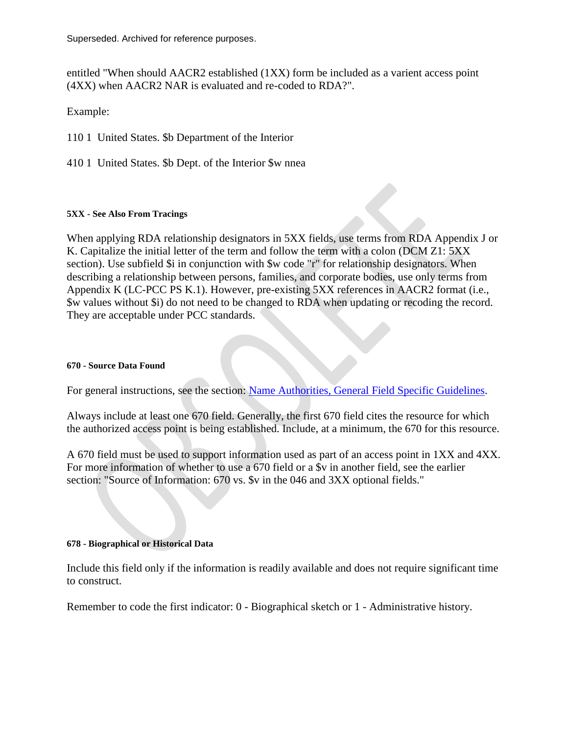entitled "When should AACR2 established (1XX) form be included as a varient access point (4XX) when AACR2 NAR is evaluated and re-coded to RDA?".

Example:

110 1 United States. $b Department of the Interior

410 1 United States. $b Dept. of the Interior $w nnea

#### 5XX - See Also From Tracings

When applying RDA relationship designators in 5XX fields, use terms from RDA Appendix J or K. Capitalize the initial letter of the term and follow the term with a colon (DCM Z1: 5XX section). Use subfield $i in conjunction with $w code "r" for relationship designators. When describing a relationship between persons, families, and corporate bodies, use only terms from Appendix K (LC-PCC PS K.1). However, pre-existing 5XX references in AACR2 format (i.e., $w values without $i) do not need to be changed to RDA when updating or recoding the record. They are acceptable under PCC standards.

#### 670 - Source Data Found

For general instructions, see the section: Name Authorities, General Field Specific Guidelines.

Always include at least one 670 field. Generally, the first 670 field cites the resource for which the authorized access point is being established. Include, at a minimum, the 670 for this resource.

A 670 field must be used to support information used as part of an access point in 1XX and 4XX. For more information of whether to use a 670 field or a $v in another field, see the earlier section: "Source of Information: 670 vs. $v in the 046 and 3XX optional fields."

#### 678 - Biographical or Historical Data

Include this field only if the information is readily available and does not require significant time to construct.

Remember to code the first indicator: 0 - Biographical sketch or 1 - Administrative history.